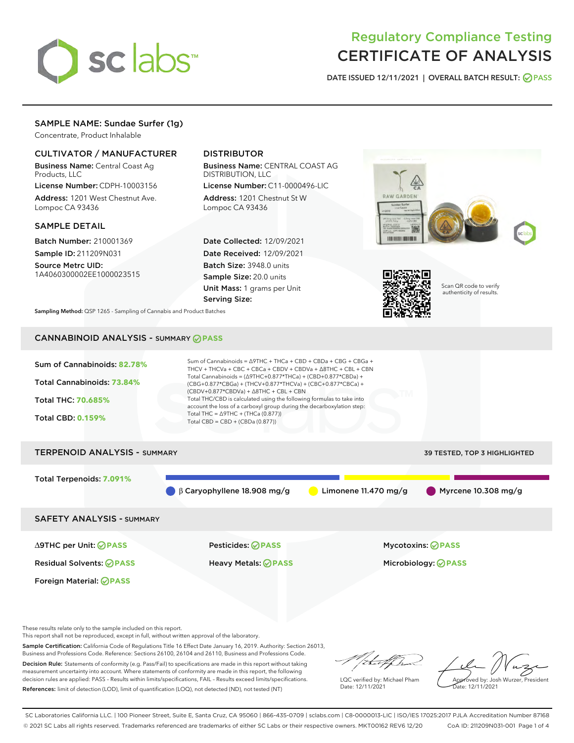# Regulatory Compliance Testing
# CERTIFICATE OF ANALYSIS

DATE ISSUED 12/11/2021 | OVERALL BATCH RESULT: PASS

## SAMPLE NAME: Sundae Surfer (1g)

Concentrate, Product Inhalable

### CULTIVATOR / MANUFACTURER

**Business Name:** Central Coast Ag Products, LLC

**License Number:** CDPH-10003156

**Address:** 1201 West Chestnut Ave. Lompoc CA 93436

### DISTRIBUTOR

**Business Name:** CENTRAL COAST AG DISTRIBUTION, LLC

**License Number:** C11-0000496-LIC

**Address:** 1201 Chestnut St W Lompoc CA 93436

### SAMPLE DETAIL

**Batch Number:** 210001369

**Sample ID:** 211209N031

**Source Metrc UID:** 1A4060300002EE1000023515

**Date Collected:** 12/09/2021

**Date Received:** 12/09/2021

**Batch Size:** 3948.0 units

**Sample Size:** 20.0 units

**Unit Mass:** 1 grams per Unit

**Serving Size:**

Scan QR code to verify authenticity of results.

**Sampling Method:** QSP 1265 - Sampling of Cannabis and Product Batches

## CANNABINOID ANALYSIS - SUMMARY PASS

Sum of Cannabinoids: **82.78%**

Total Cannabinoids: **73.84%**

Total THC: **70.685%**

Total CBD: **0.159%**

Sum of Cannabinoids = Δ9THC + THCa + CBD + CBDa + CBG + CBGa + THCV + THCVa + CBC + CBCa + CBDV + CBDVa + Δ8THC + CBL + CBN

Total Cannabinoids = (Δ9THC+0.877*THCa) + (CBD+0.877*CBDa) + (CBG+0.877*CBGa) + (THCV+0.877*THCVa) + (CBC+0.877*CBCa) + (CBDV+0.877*CBDVa) + Δ8THC + CBL + CBN

Total THC/CBD is calculated using the following formulas to take into account the loss of a carboxyl group during the decarboxylation step:

Total THC = Δ9THC + (THCa (0.877))

Total CBD = CBD + (CBDa (0.877))

## TERPENOID ANALYSIS - SUMMARY

39 TESTED, TOP 3 HIGHLIGHTED

Total Terpenoids: **7.091%**

β Caryophyllene 18.908 mg/g | Limonene 11.470 mg/g | Myrcene 10.308 mg/g

## SAFETY ANALYSIS - SUMMARY

| | | |
|---|---|---|
| Δ9THC per Unit: PASS | Pesticides: PASS | Mycotoxins: PASS |
| Residual Solvents: PASS | Heavy Metals: PASS | Microbiology: PASS |
| Foreign Material: PASS | | |

These results relate only to the sample included on this report.
This report shall not be reproduced, except in full, without written approval of the laboratory.

**Sample Certification:** California Code of Regulations Title 16 Effect Date January 16, 2019. Authority: Section 26013, Business and Professions Code. Reference: Sections 26100, 26104 and 26110, Business and Professions Code.

**Decision Rule:** Statements of conformity (e.g. Pass/Fail) to specifications are made in this report without taking measurement uncertainty into account. Where statements of conformity are made in this report, the following decision rules are applied: PASS – Results within limits/specifications, FAIL – Results exceed limits/specifications.

**References:** limit of detection (LOD), limit of quantification (LOQ), not detected (ND), not tested (NT)

LQC verified by: Michael Pham
Date: 12/11/2021

Approved by: Josh Wurzer, President
Date: 12/11/2021

SC Laboratories California LLC. | 100 Pioneer Street, Suite E, Santa Cruz, CA 95060 | 866-435-0709 | sclabs.com | C8-0000013-LIC | ISO/IES 17025:2017 PJLA Accreditation Number 87168
© 2021 SC Labs all rights reserved. Trademarks referenced are trademarks of either SC Labs or their respective owners. MKT00162 REV6 12/20 CoA ID: 211209N031-001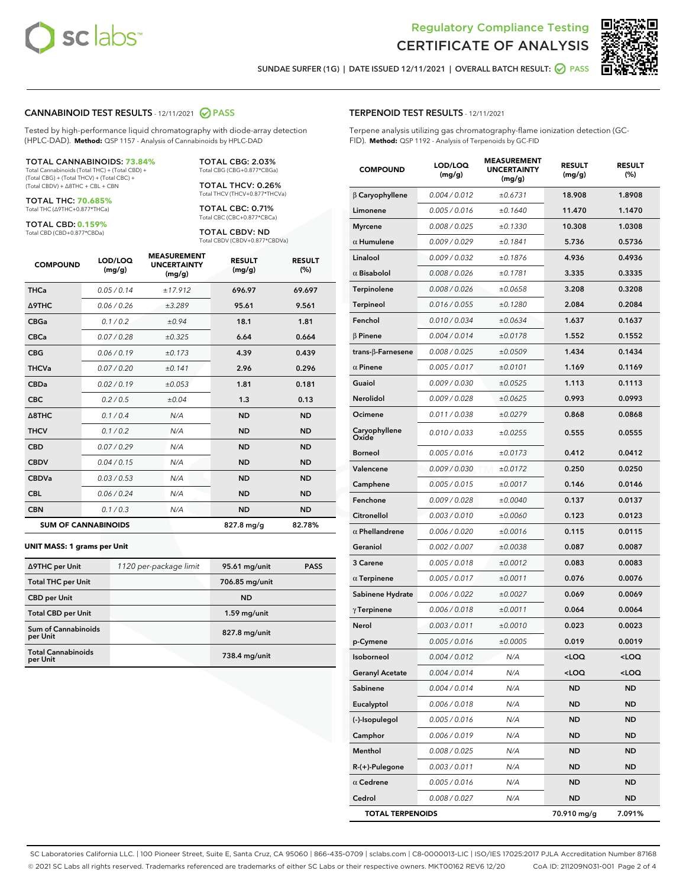Regulatory Compliance Testing
CERTIFICATE OF ANALYSIS

SUNDAE SURFER (1G) | DATE ISSUED 12/11/2021 | OVERALL BATCH RESULT: PASS

## CANNABINOID TEST RESULTS - 12/11/2021 PASS

Tested by high-performance liquid chromatography with diode-array detection (HPLC-DAD). **Method:** QSP 1157 - Analysis of Cannabinoids by HPLC-DAD

**TOTAL CANNABINOIDS: 73.84%**
Total Cannabinoids (Total THC) + (Total CBD) + (Total CBG) + (Total THCV) + (Total CBC) + (Total CBDV) + Δ8THC + CBL + CBN

**TOTAL THC: 70.685%**
Total THC (Δ9THC+0.877*THCa)

**TOTAL CBD: 0.159%**
Total CBD (CBD+0.877*CBDa)

**TOTAL CBG: 2.03%**
Total CBG (CBG+0.877*CBGa)

**TOTAL THCV: 0.26%**
Total THCV (THCV+0.877*THCVa)

**TOTAL CBC: 0.71%**
Total CBC (CBC+0.877*CBCa)

**TOTAL CBDV: ND**
Total CBDV (CBDV+0.877*CBDVa)

| COMPOUND | LOD/LOQ (mg/g) | MEASUREMENT UNCERTAINTY (mg/g) | RESULT (mg/g) | RESULT (%) |
|---|---|---|---|---|
| THCa | 0.05 / 0.14 | ±17.912 | 696.97 | 69.697 |
| Δ9THC | 0.06 / 0.26 | ±3.289 | 95.61 | 9.561 |
| CBGa | 0.1 / 0.2 | ±0.94 | 18.1 | 1.81 |
| CBCa | 0.07 / 0.28 | ±0.325 | 6.64 | 0.664 |
| CBG | 0.06 / 0.19 | ±0.173 | 4.39 | 0.439 |
| THCVa | 0.07 / 0.20 | ±0.141 | 2.96 | 0.296 |
| CBDa | 0.02 / 0.19 | ±0.053 | 1.81 | 0.181 |
| CBC | 0.2 / 0.5 | ±0.04 | 1.3 | 0.13 |
| Δ8THC | 0.1 / 0.4 | N/A | ND | ND |
| THCV | 0.1 / 0.2 | N/A | ND | ND |
| CBD | 0.07 / 0.29 | N/A | ND | ND |
| CBDV | 0.04 / 0.15 | N/A | ND | ND |
| CBDVa | 0.03 / 0.53 | N/A | ND | ND |
| CBL | 0.06 / 0.24 | N/A | ND | ND |
| CBN | 0.1 / 0.3 | N/A | ND | ND |
| **SUM OF CANNABINOIDS** | | | 827.8 mg/g | 82.78% |

**UNIT MASS: 1 grams per Unit**

| | | | |
|---|---|---|---|
| Δ9THC per Unit | 1120 per-package limit | 95.61 mg/unit | PASS |
| Total THC per Unit | | 706.85 mg/unit | |
| CBD per Unit | | ND | |
| Total CBD per Unit | | 1.59 mg/unit | |
| Sum of Cannabinoids per Unit | | 827.8 mg/unit | |
| Total Cannabinoids per Unit | | 738.4 mg/unit | |

## TERPENOID TEST RESULTS - 12/11/2021

Terpene analysis utilizing gas chromatography-flame ionization detection (GC-FID). **Method:** QSP 1192 - Analysis of Terpenoids by GC-FID

| COMPOUND | LOD/LOQ (mg/g) | MEASUREMENT UNCERTAINTY (mg/g) | RESULT (mg/g) | RESULT (%) |
|---|---|---|---|---|
| β Caryophyllene | 0.004 / 0.012 | ±0.6731 | 18.908 | 1.8908 |
| Limonene | 0.005 / 0.016 | ±0.1640 | 11.470 | 1.1470 |
| Myrcene | 0.008 / 0.025 | ±0.1330 | 10.308 | 1.0308 |
| α Humulene | 0.009 / 0.029 | ±0.1841 | 5.736 | 0.5736 |
| Linalool | 0.009 / 0.032 | ±0.1876 | 4.936 | 0.4936 |
| α Bisabolol | 0.008 / 0.026 | ±0.1781 | 3.335 | 0.3335 |
| Terpinolene | 0.008 / 0.026 | ±0.0658 | 3.208 | 0.3208 |
| Terpineol | 0.016 / 0.055 | ±0.1280 | 2.084 | 0.2084 |
| Fenchol | 0.010 / 0.034 | ±0.0634 | 1.637 | 0.1637 |
| β Pinene | 0.004 / 0.014 | ±0.0178 | 1.552 | 0.1552 |
| trans-β-Farnesene | 0.008 / 0.025 | ±0.0509 | 1.434 | 0.1434 |
| α Pinene | 0.005 / 0.017 | ±0.0101 | 1.169 | 0.1169 |
| Guaiol | 0.009 / 0.030 | ±0.0525 | 1.113 | 0.1113 |
| Nerolidol | 0.009 / 0.028 | ±0.0625 | 0.993 | 0.0993 |
| Ocimene | 0.011 / 0.038 | ±0.0279 | 0.868 | 0.0868 |
| Caryophyllene Oxide | 0.010 / 0.033 | ±0.0255 | 0.555 | 0.0555 |
| Borneol | 0.005 / 0.016 | ±0.0173 | 0.412 | 0.0412 |
| Valencene | 0.009 / 0.030 | ±0.0172 | 0.250 | 0.0250 |
| Camphene | 0.005 / 0.015 | ±0.0017 | 0.146 | 0.0146 |
| Fenchone | 0.009 / 0.028 | ±0.0040 | 0.137 | 0.0137 |
| Citronellol | 0.003 / 0.010 | ±0.0060 | 0.123 | 0.0123 |
| α Phellandrene | 0.006 / 0.020 | ±0.0016 | 0.115 | 0.0115 |
| Geraniol | 0.002 / 0.007 | ±0.0038 | 0.087 | 0.0087 |
| 3 Carene | 0.005 / 0.018 | ±0.0012 | 0.083 | 0.0083 |
| α Terpinene | 0.005 / 0.017 | ±0.0011 | 0.076 | 0.0076 |
| Sabinene Hydrate | 0.006 / 0.022 | ±0.0027 | 0.069 | 0.0069 |
| γ Terpinene | 0.006 / 0.018 | ±0.0011 | 0.064 | 0.0064 |
| Nerol | 0.003 / 0.011 | ±0.0010 | 0.023 | 0.0023 |
| p-Cymene | 0.005 / 0.016 | ±0.0005 | 0.019 | 0.0019 |
| Isoborneol | 0.004 / 0.012 | N/A | <LOQ | <LOQ |
| Geranyl Acetate | 0.004 / 0.014 | N/A | <LOQ | <LOQ |
| Sabinene | 0.004 / 0.014 | N/A | ND | ND |
| Eucalyptol | 0.006 / 0.018 | N/A | ND | ND |
| (-)-Isopulegol | 0.005 / 0.016 | N/A | ND | ND |
| Camphor | 0.006 / 0.019 | N/A | ND | ND |
| Menthol | 0.008 / 0.025 | N/A | ND | ND |
| R-(+)-Pulegone | 0.003 / 0.011 | N/A | ND | ND |
| α Cedrene | 0.005 / 0.016 | N/A | ND | ND |
| Cedrol | 0.008 / 0.027 | N/A | ND | ND |
| **TOTAL TERPENOIDS** | | | 70.910 mg/g | 7.091% |

SC Laboratories California LLC. | 100 Pioneer Street, Suite E, Santa Cruz, CA 95060 | 866-435-0709 | sclabs.com | C8-0000013-LIC | ISO/IES 17025:2017 PJLA Accreditation Number 87168
© 2021 SC Labs all rights reserved. Trademarks referenced are trademarks of either SC Labs or their respective owners. MKT00162 REV6 12/20 CoA ID: 211209N031-001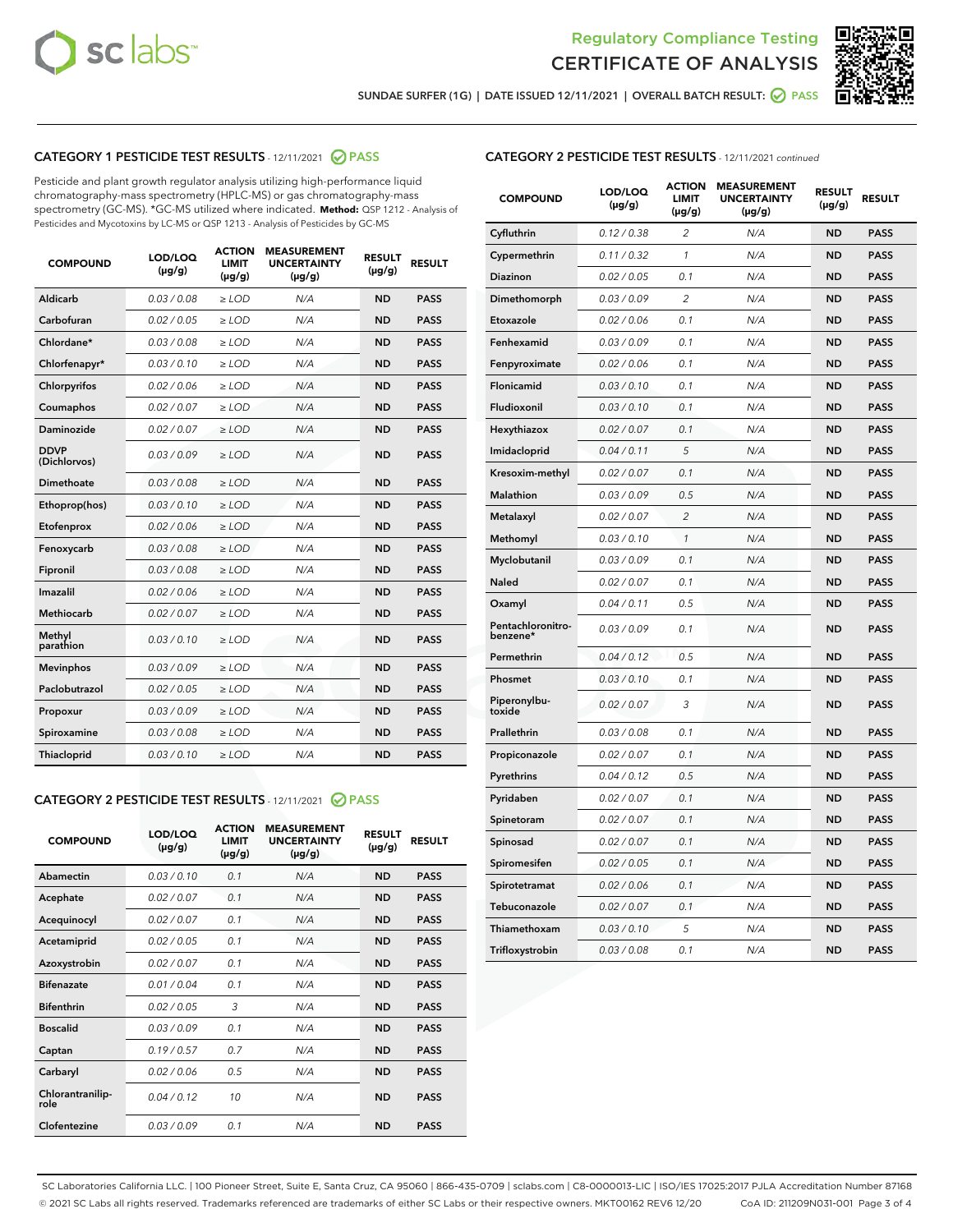Regulatory Compliance Testing
CERTIFICATE OF ANALYSIS

SUNDAE SURFER (1G) | DATE ISSUED 12/11/2021 | OVERALL BATCH RESULT: PASS

## CATEGORY 1 PESTICIDE TEST RESULTS - 12/11/2021 PASS

Pesticide and plant growth regulator analysis utilizing high-performance liquid chromatography-mass spectrometry (HPLC-MS) or gas chromatography-mass spectrometry (GC-MS). *GC-MS utilized where indicated. **Method:** QSP 1212 - Analysis of Pesticides and Mycotoxins by LC-MS or QSP 1213 - Analysis of Pesticides by GC-MS

| COMPOUND | LOD/LOQ (µg/g) | ACTION LIMIT (µg/g) | MEASUREMENT UNCERTAINTY (µg/g) | RESULT (µg/g) | RESULT |
|---|---|---|---|---|---|
| Aldicarb | 0.03 / 0.08 | ≥ LOD | N/A | ND | PASS |
| Carbofuran | 0.02 / 0.05 | ≥ LOD | N/A | ND | PASS |
| Chlordane* | 0.03 / 0.08 | ≥ LOD | N/A | ND | PASS |
| Chlorfenapyr* | 0.03 / 0.10 | ≥ LOD | N/A | ND | PASS |
| Chlorpyrifos | 0.02 / 0.06 | ≥ LOD | N/A | ND | PASS |
| Coumaphos | 0.02 / 0.07 | ≥ LOD | N/A | ND | PASS |
| Daminozide | 0.02 / 0.07 | ≥ LOD | N/A | ND | PASS |
| DDVP (Dichlorvos) | 0.03 / 0.09 | ≥ LOD | N/A | ND | PASS |
| Dimethoate | 0.03 / 0.08 | ≥ LOD | N/A | ND | PASS |
| Ethoprop(hos) | 0.03 / 0.10 | ≥ LOD | N/A | ND | PASS |
| Etofenprox | 0.02 / 0.06 | ≥ LOD | N/A | ND | PASS |
| Fenoxycarb | 0.03 / 0.08 | ≥ LOD | N/A | ND | PASS |
| Fipronil | 0.03 / 0.08 | ≥ LOD | N/A | ND | PASS |
| Imazalil | 0.02 / 0.06 | ≥ LOD | N/A | ND | PASS |
| Methiocarb | 0.02 / 0.07 | ≥ LOD | N/A | ND | PASS |
| Methyl parathion | 0.03 / 0.10 | ≥ LOD | N/A | ND | PASS |
| Mevinphos | 0.03 / 0.09 | ≥ LOD | N/A | ND | PASS |
| Paclobutrazol | 0.02 / 0.05 | ≥ LOD | N/A | ND | PASS |
| Propoxur | 0.03 / 0.09 | ≥ LOD | N/A | ND | PASS |
| Spiroxamine | 0.03 / 0.08 | ≥ LOD | N/A | ND | PASS |
| Thiacloprid | 0.03 / 0.10 | ≥ LOD | N/A | ND | PASS |

## CATEGORY 2 PESTICIDE TEST RESULTS - 12/11/2021 PASS

| COMPOUND | LOD/LOQ (µg/g) | ACTION LIMIT (µg/g) | MEASUREMENT UNCERTAINTY (µg/g) | RESULT (µg/g) | RESULT |
|---|---|---|---|---|---|
| Abamectin | 0.03 / 0.10 | 0.1 | N/A | ND | PASS |
| Acephate | 0.02 / 0.07 | 0.1 | N/A | ND | PASS |
| Acequinocyl | 0.02 / 0.07 | 0.1 | N/A | ND | PASS |
| Acetamiprid | 0.02 / 0.05 | 0.1 | N/A | ND | PASS |
| Azoxystrobin | 0.02 / 0.07 | 0.1 | N/A | ND | PASS |
| Bifenazate | 0.01 / 0.04 | 0.1 | N/A | ND | PASS |
| Bifenthrin | 0.02 / 0.05 | 3 | N/A | ND | PASS |
| Boscalid | 0.03 / 0.09 | 0.1 | N/A | ND | PASS |
| Captan | 0.19 / 0.57 | 0.7 | N/A | ND | PASS |
| Carbaryl | 0.02 / 0.06 | 0.5 | N/A | ND | PASS |
| Chlorantraniliprole | 0.04 / 0.12 | 10 | N/A | ND | PASS |
| Clofentezine | 0.03 / 0.09 | 0.1 | N/A | ND | PASS |
| Cyfluthrin | 0.12 / 0.38 | 2 | N/A | ND | PASS |
| Cypermethrin | 0.11 / 0.32 | 1 | N/A | ND | PASS |
| Diazinon | 0.02 / 0.05 | 0.1 | N/A | ND | PASS |
| Dimethomorph | 0.03 / 0.09 | 2 | N/A | ND | PASS |
| Etoxazole | 0.02 / 0.06 | 0.1 | N/A | ND | PASS |
| Fenhexamid | 0.03 / 0.09 | 0.1 | N/A | ND | PASS |
| Fenpyroximate | 0.02 / 0.06 | 0.1 | N/A | ND | PASS |
| Flonicamid | 0.03 / 0.10 | 0.1 | N/A | ND | PASS |
| Fludioxonil | 0.03 / 0.10 | 0.1 | N/A | ND | PASS |
| Hexythiazox | 0.02 / 0.07 | 0.1 | N/A | ND | PASS |
| Imidacloprid | 0.04 / 0.11 | 5 | N/A | ND | PASS |
| Kresoxim-methyl | 0.02 / 0.07 | 0.1 | N/A | ND | PASS |
| Malathion | 0.03 / 0.09 | 0.5 | N/A | ND | PASS |
| Metalaxyl | 0.02 / 0.07 | 2 | N/A | ND | PASS |
| Methomyl | 0.03 / 0.10 | 1 | N/A | ND | PASS |
| Myclobutanil | 0.03 / 0.09 | 0.1 | N/A | ND | PASS |
| Naled | 0.02 / 0.07 | 0.1 | N/A | ND | PASS |
| Oxamyl | 0.04 / 0.11 | 0.5 | N/A | ND | PASS |
| Pentachloronitrobenzene* | 0.03 / 0.09 | 0.1 | N/A | ND | PASS |
| Permethrin | 0.04 / 0.12 | 0.5 | N/A | ND | PASS |
| Phosmet | 0.03 / 0.10 | 0.1 | N/A | ND | PASS |
| Piperonylbutoxide | 0.02 / 0.07 | 3 | N/A | ND | PASS |
| Prallethrin | 0.03 / 0.08 | 0.1 | N/A | ND | PASS |
| Propiconazole | 0.02 / 0.07 | 0.1 | N/A | ND | PASS |
| Pyrethrins | 0.04 / 0.12 | 0.5 | N/A | ND | PASS |
| Pyridaben | 0.02 / 0.07 | 0.1 | N/A | ND | PASS |
| Spinetoram | 0.02 / 0.07 | 0.1 | N/A | ND | PASS |
| Spinosad | 0.02 / 0.07 | 0.1 | N/A | ND | PASS |
| Spiromesifen | 0.02 / 0.05 | 0.1 | N/A | ND | PASS |
| Spirotetramat | 0.02 / 0.06 | 0.1 | N/A | ND | PASS |
| Tebuconazole | 0.02 / 0.07 | 0.1 | N/A | ND | PASS |
| Thiamethoxam | 0.03 / 0.10 | 5 | N/A | ND | PASS |
| Trifloxystrobin | 0.03 / 0.08 | 0.1 | N/A | ND | PASS |

SC Laboratories California LLC. | 100 Pioneer Street, Suite E, Santa Cruz, CA 95060 | 866-435-0709 | sclabs.com | C8-0000013-LIC | ISO/IES 17025:2017 PJLA Accreditation Number 87168
© 2021 SC Labs all rights reserved. Trademarks referenced are trademarks of either SC Labs or their respective owners. MKT00162 REV6 12/20 CoA ID: 211209N031-001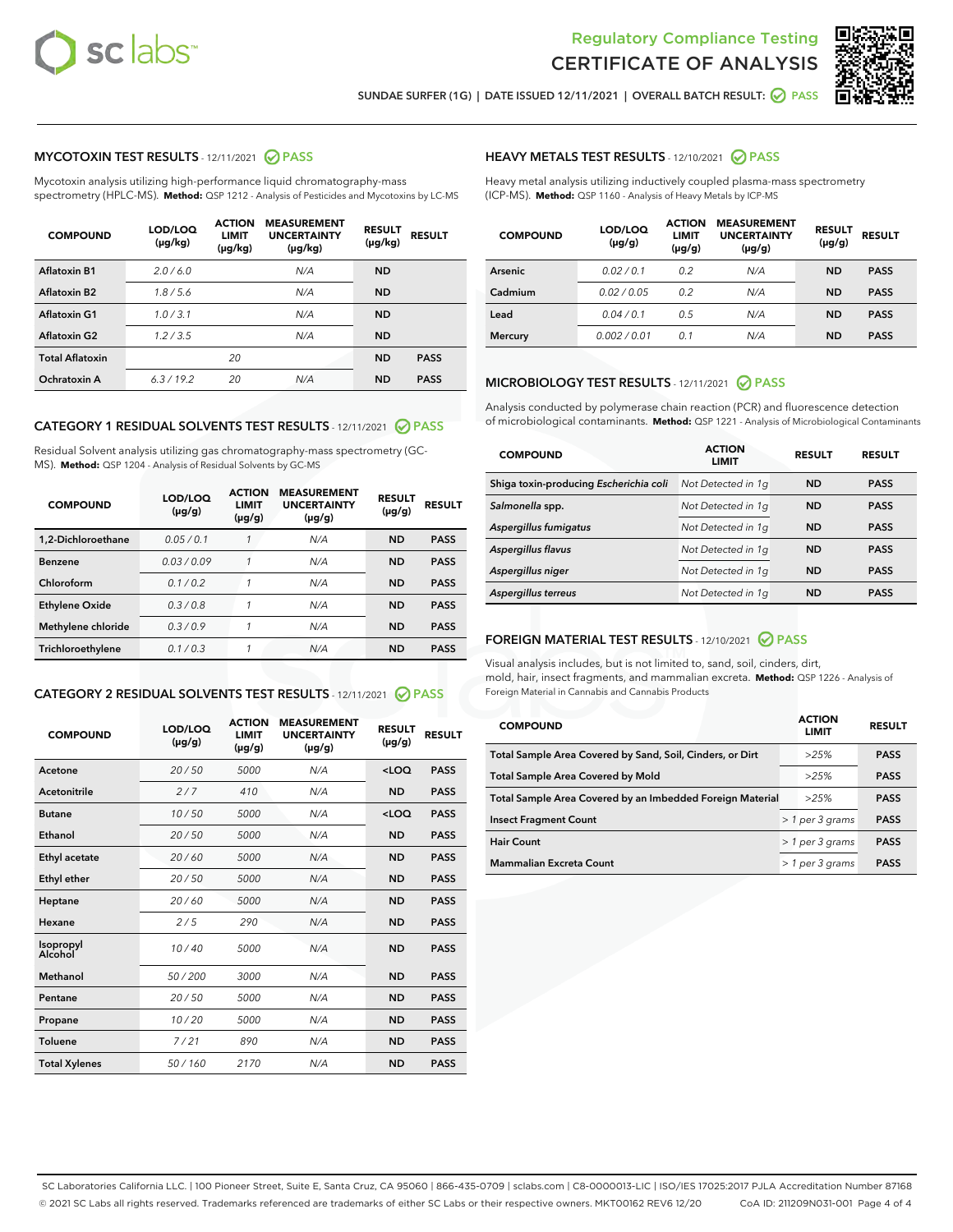Regulatory Compliance Testing
# CERTIFICATE OF ANALYSIS

SUNDAE SURFER (1G) | DATE ISSUED 12/11/2021 | OVERALL BATCH RESULT: PASS

## MYCOTOXIN TEST RESULTS - 12/11/2021 PASS

Mycotoxin analysis utilizing high-performance liquid chromatography-mass spectrometry (HPLC-MS). **Method:** QSP 1212 - Analysis of Pesticides and Mycotoxins by LC-MS

| COMPOUND | LOD/LOQ (µg/kg) | ACTION LIMIT (µg/kg) | MEASUREMENT UNCERTAINTY (µg/kg) | RESULT (µg/kg) | RESULT |
|---|---|---|---|---|---|
| Aflatoxin B1 | 2.0 / 6.0 | | N/A | ND | |
| Aflatoxin B2 | 1.8 / 5.6 | | N/A | ND | |
| Aflatoxin G1 | 1.0 / 3.1 | | N/A | ND | |
| Aflatoxin G2 | 1.2 / 3.5 | | N/A | ND | |
| Total Aflatoxin | | 20 | | ND | PASS |
| Ochratoxin A | 6.3 / 19.2 | 20 | N/A | ND | PASS |

## CATEGORY 1 RESIDUAL SOLVENTS TEST RESULTS - 12/11/2021 PASS

Residual Solvent analysis utilizing gas chromatography-mass spectrometry (GC-MS). **Method:** QSP 1204 - Analysis of Residual Solvents by GC-MS

| COMPOUND | LOD/LOQ (µg/g) | ACTION LIMIT (µg/g) | MEASUREMENT UNCERTAINTY (µg/g) | RESULT (µg/g) | RESULT |
|---|---|---|---|---|---|
| 1,2-Dichloroethane | 0.05 / 0.1 | 1 | N/A | ND | PASS |
| Benzene | 0.03 / 0.09 | 1 | N/A | ND | PASS |
| Chloroform | 0.1 / 0.2 | 1 | N/A | ND | PASS |
| Ethylene Oxide | 0.3 / 0.8 | 1 | N/A | ND | PASS |
| Methylene chloride | 0.3 / 0.9 | 1 | N/A | ND | PASS |
| Trichloroethylene | 0.1 / 0.3 | 1 | N/A | ND | PASS |

## CATEGORY 2 RESIDUAL SOLVENTS TEST RESULTS - 12/11/2021 PASS

| COMPOUND | LOD/LOQ (µg/g) | ACTION LIMIT (µg/g) | MEASUREMENT UNCERTAINTY (µg/g) | RESULT (µg/g) | RESULT |
|---|---|---|---|---|---|
| Acetone | 20 / 50 | 5000 | N/A | <LOQ | PASS |
| Acetonitrile | 2 / 7 | 410 | N/A | ND | PASS |
| Butane | 10 / 50 | 5000 | N/A | <LOQ | PASS |
| Ethanol | 20 / 50 | 5000 | N/A | ND | PASS |
| Ethyl acetate | 20 / 60 | 5000 | N/A | ND | PASS |
| Ethyl ether | 20 / 50 | 5000 | N/A | ND | PASS |
| Heptane | 20 / 60 | 5000 | N/A | ND | PASS |
| Hexane | 2 / 5 | 290 | N/A | ND | PASS |
| Isopropyl Alcohol | 10 / 40 | 5000 | N/A | ND | PASS |
| Methanol | 50 / 200 | 3000 | N/A | ND | PASS |
| Pentane | 20 / 50 | 5000 | N/A | ND | PASS |
| Propane | 10 / 20 | 5000 | N/A | ND | PASS |
| Toluene | 7 / 21 | 890 | N/A | ND | PASS |
| Total Xylenes | 50 / 160 | 2170 | N/A | ND | PASS |

## HEAVY METALS TEST RESULTS - 12/10/2021 PASS

Heavy metal analysis utilizing inductively coupled plasma-mass spectrometry (ICP-MS). **Method:** QSP 1160 - Analysis of Heavy Metals by ICP-MS

| COMPOUND | LOD/LOQ (µg/g) | ACTION LIMIT (µg/g) | MEASUREMENT UNCERTAINTY (µg/g) | RESULT (µg/g) | RESULT |
|---|---|---|---|---|---|
| Arsenic | 0.02 / 0.1 | 0.2 | N/A | ND | PASS |
| Cadmium | 0.02 / 0.05 | 0.2 | N/A | ND | PASS |
| Lead | 0.04 / 0.1 | 0.5 | N/A | ND | PASS |
| Mercury | 0.002 / 0.01 | 0.1 | N/A | ND | PASS |

## MICROBIOLOGY TEST RESULTS - 12/11/2021 PASS

Analysis conducted by polymerase chain reaction (PCR) and fluorescence detection of microbiological contaminants. **Method:** QSP 1221 - Analysis of Microbiological Contaminants

| COMPOUND | ACTION LIMIT | RESULT | RESULT |
|---|---|---|---|
| Shiga toxin-producing *Escherichia coli* | Not Detected in 1g | ND | PASS |
| *Salmonella* spp. | Not Detected in 1g | ND | PASS |
| *Aspergillus fumigatus* | Not Detected in 1g | ND | PASS |
| *Aspergillus flavus* | Not Detected in 1g | ND | PASS |
| *Aspergillus niger* | Not Detected in 1g | ND | PASS |
| *Aspergillus terreus* | Not Detected in 1g | ND | PASS |

## FOREIGN MATERIAL TEST RESULTS - 12/10/2021 PASS

Visual analysis includes, but is not limited to, sand, soil, cinders, dirt, mold, hair, insect fragments, and mammalian excreta. **Method:** QSP 1226 - Analysis of Foreign Material in Cannabis and Cannabis Products

| COMPOUND | ACTION LIMIT | RESULT |
|---|---|---|
| Total Sample Area Covered by Sand, Soil, Cinders, or Dirt | >25% | PASS |
| Total Sample Area Covered by Mold | >25% | PASS |
| Total Sample Area Covered by an Imbedded Foreign Material | >25% | PASS |
| Insect Fragment Count | > 1 per 3 grams | PASS |
| Hair Count | > 1 per 3 grams | PASS |
| Mammalian Excreta Count | > 1 per 3 grams | PASS |

SC Laboratories California LLC. | 100 Pioneer Street, Suite E, Santa Cruz, CA 95060 | 866-435-0709 | sclabs.com | C8-0000013-LIC | ISO/IES 17025:2017 PJLA Accreditation Number 87168
© 2021 SC Labs all rights reserved. Trademarks referenced are trademarks of either SC Labs or their respective owners. MKT00162 REV6 12/20 CoA ID: 211209N031-001